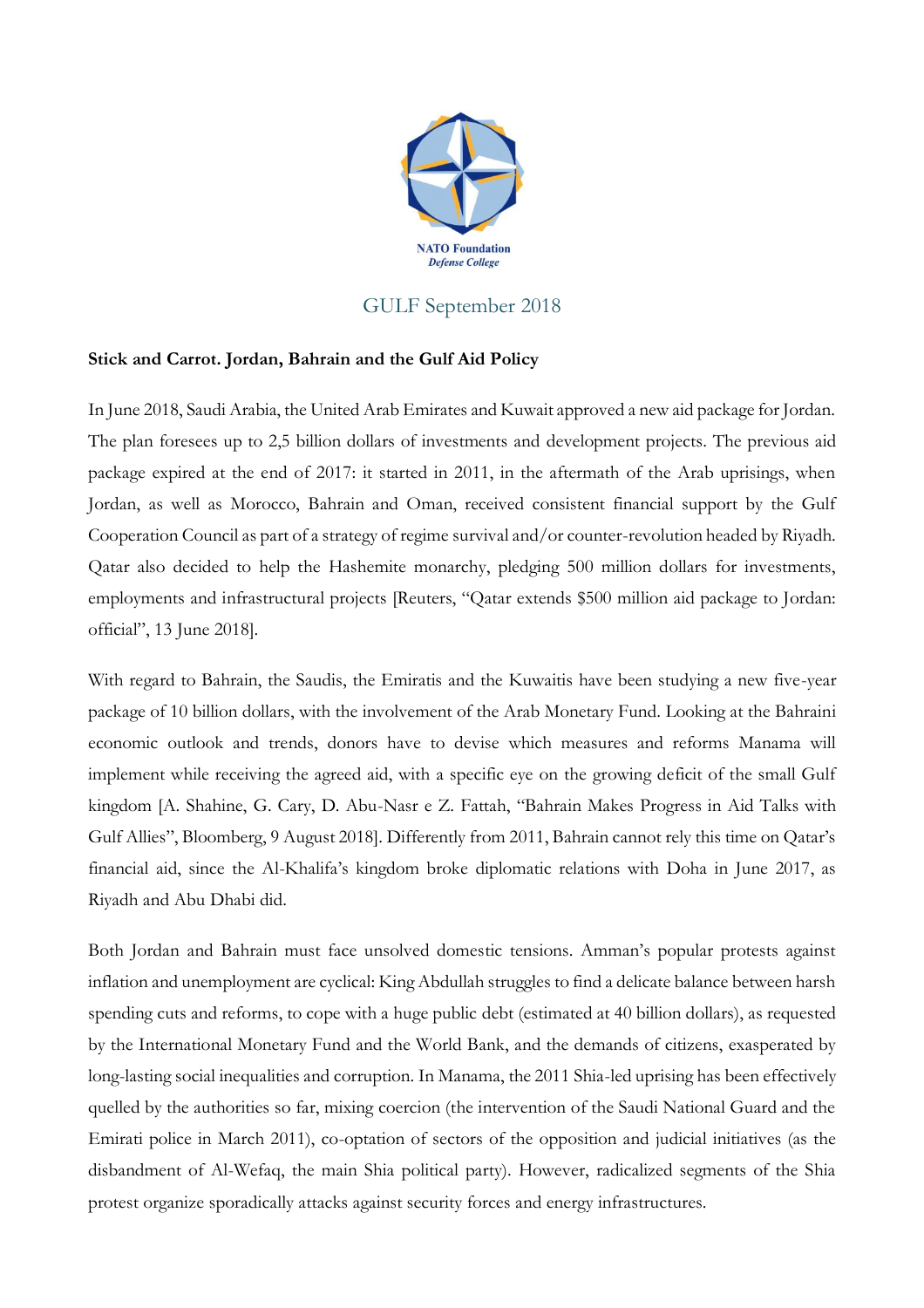NATO Foundation
*Defense College*

GULF September 2018

**Stick and Carrot. Jordan, Bahrain and the Gulf Aid Policy**

In June 2018, Saudi Arabia, the United Arab Emirates and Kuwait approved a new aid package for Jordan. The plan foresees up to 2,5 billion dollars of investments and development projects. The previous aid package expired at the end of 2017: it started in 2011, in the aftermath of the Arab uprisings, when Jordan, as well as Morocco, Bahrain and Oman, received consistent financial support by the Gulf Cooperation Council as part of a strategy of regime survival and/or counter-revolution headed by Riyadh. Qatar also decided to help the Hashemite monarchy, pledging 500 million dollars for investments, employments and infrastructural projects [Reuters, "Qatar extends $500 million aid package to Jordan: official", 13 June 2018].

With regard to Bahrain, the Saudis, the Emiratis and the Kuwaitis have been studying a new five-year package of 10 billion dollars, with the involvement of the Arab Monetary Fund. Looking at the Bahraini economic outlook and trends, donors have to devise which measures and reforms Manama will implement while receiving the agreed aid, with a specific eye on the growing deficit of the small Gulf kingdom [A. Shahine, G. Cary, D. Abu-Nasr e Z. Fattah, "Bahrain Makes Progress in Aid Talks with Gulf Allies", Bloomberg, 9 August 2018]. Differently from 2011, Bahrain cannot rely this time on Qatar's financial aid, since the Al-Khalifa's kingdom broke diplomatic relations with Doha in June 2017, as Riyadh and Abu Dhabi did.

Both Jordan and Bahrain must face unsolved domestic tensions. Amman's popular protests against inflation and unemployment are cyclical: King Abdullah struggles to find a delicate balance between harsh spending cuts and reforms, to cope with a huge public debt (estimated at 40 billion dollars), as requested by the International Monetary Fund and the World Bank, and the demands of citizens, exasperated by long-lasting social inequalities and corruption. In Manama, the 2011 Shia-led uprising has been effectively quelled by the authorities so far, mixing coercion (the intervention of the Saudi National Guard and the Emirati police in March 2011), co-optation of sectors of the opposition and judicial initiatives (as the disbandment of Al-Wefaq, the main Shia political party). However, radicalized segments of the Shia protest organize sporadically attacks against security forces and energy infrastructures.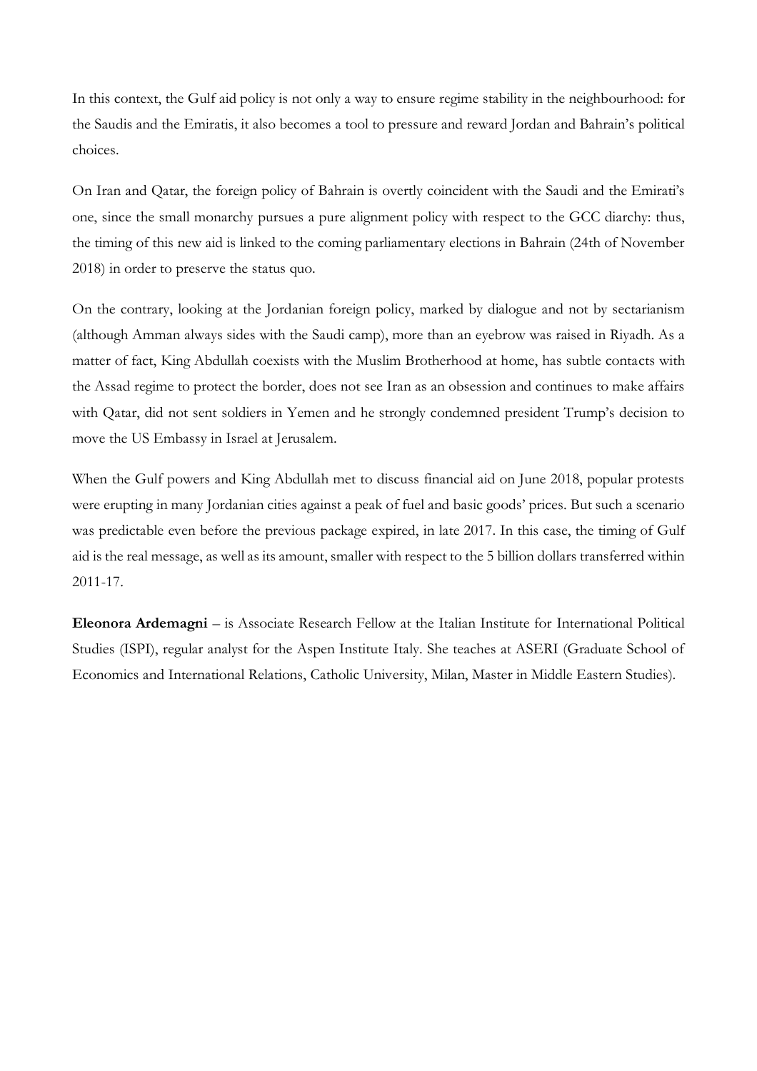In this context, the Gulf aid policy is not only a way to ensure regime stability in the neighbourhood: for the Saudis and the Emiratis, it also becomes a tool to pressure and reward Jordan and Bahrain's political choices.

On Iran and Qatar, the foreign policy of Bahrain is overtly coincident with the Saudi and the Emirati's one, since the small monarchy pursues a pure alignment policy with respect to the GCC diarchy: thus, the timing of this new aid is linked to the coming parliamentary elections in Bahrain (24th of November 2018) in order to preserve the status quo.

On the contrary, looking at the Jordanian foreign policy, marked by dialogue and not by sectarianism (although Amman always sides with the Saudi camp), more than an eyebrow was raised in Riyadh. As a matter of fact, King Abdullah coexists with the Muslim Brotherhood at home, has subtle contacts with the Assad regime to protect the border, does not see Iran as an obsession and continues to make affairs with Qatar, did not sent soldiers in Yemen and he strongly condemned president Trump's decision to move the US Embassy in Israel at Jerusalem.

When the Gulf powers and King Abdullah met to discuss financial aid on June 2018, popular protests were erupting in many Jordanian cities against a peak of fuel and basic goods' prices. But such a scenario was predictable even before the previous package expired, in late 2017. In this case, the timing of Gulf aid is the real message, as well as its amount, smaller with respect to the 5 billion dollars transferred within 2011-17.

**Eleonora Ardemagni** – is Associate Research Fellow at the Italian Institute for International Political Studies (ISPI), regular analyst for the Aspen Institute Italy. She teaches at ASERI (Graduate School of Economics and International Relations, Catholic University, Milan, Master in Middle Eastern Studies).